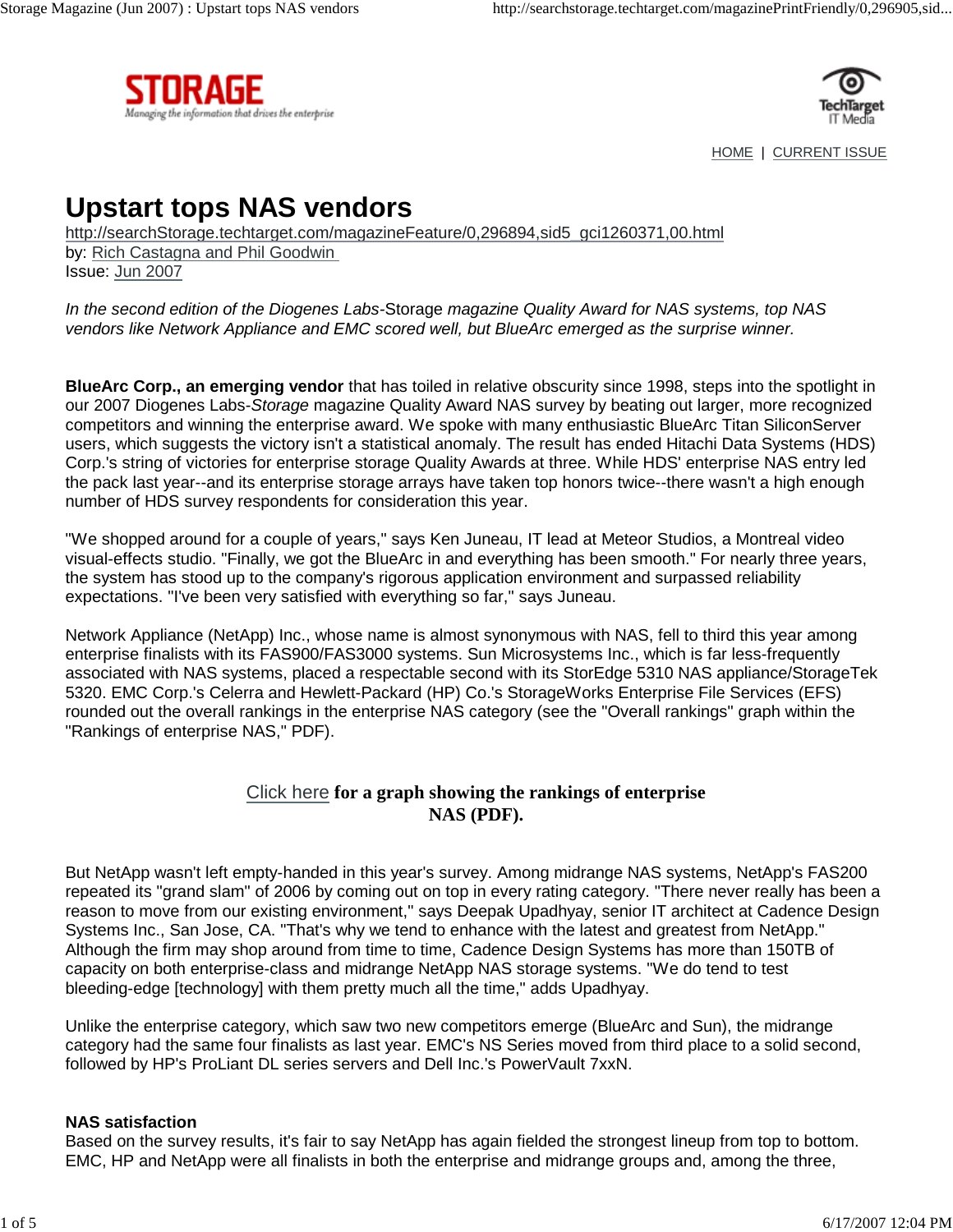# Upstart tops NAS vendors

http://searchStorage.techtarget.com/magazineFeature/0,296894,sid5_gci1260371,00.html
by: Rich Castagna and Phil Goodwin
Issue: Jun 2007

*In the second edition of the Diogenes Labs-*Storage *magazine Quality Award for NAS systems, top NAS vendors like Network Appliance and EMC scored well, but BlueArc emerged as the surprise winner.*

**BlueArc Corp., an emerging vendor** that has toiled in relative obscurity since 1998, steps into the spotlight in our 2007 Diogenes Labs-*Storage* magazine Quality Award NAS survey by beating out larger, more recognized competitors and winning the enterprise award. We spoke with many enthusiastic BlueArc Titan SiliconServer users, which suggests the victory isn't a statistical anomaly. The result has ended Hitachi Data Systems (HDS) Corp.'s string of victories for enterprise storage Quality Awards at three. While HDS' enterprise NAS entry led the pack last year--and its enterprise storage arrays have taken top honors twice--there wasn't a high enough number of HDS survey respondents for consideration this year.

"We shopped around for a couple of years," says Ken Juneau, IT lead at Meteor Studios, a Montreal video visual-effects studio. "Finally, we got the BlueArc in and everything has been smooth." For nearly three years, the system has stood up to the company's rigorous application environment and surpassed reliability expectations. "I've been very satisfied with everything so far," says Juneau.

Network Appliance (NetApp) Inc., whose name is almost synonymous with NAS, fell to third this year among enterprise finalists with its FAS900/FAS3000 systems. Sun Microsystems Inc., which is far less-frequently associated with NAS systems, placed a respectable second with its StorEdge 5310 NAS appliance/StorageTek 5320. EMC Corp.'s Celerra and Hewlett-Packard (HP) Co.'s StorageWorks Enterprise File Services (EFS) rounded out the overall rankings in the enterprise NAS category (see the "Overall rankings" graph within the "Rankings of enterprise NAS," PDF).

Click here **for a graph showing the rankings of enterprise NAS (PDF).**

But NetApp wasn't left empty-handed in this year's survey. Among midrange NAS systems, NetApp's FAS200 repeated its "grand slam" of 2006 by coming out on top in every rating category. "There never really has been a reason to move from our existing environment," says Deepak Upadhyay, senior IT architect at Cadence Design Systems Inc., San Jose, CA. "That's why we tend to enhance with the latest and greatest from NetApp." Although the firm may shop around from time to time, Cadence Design Systems has more than 150TB of capacity on both enterprise-class and midrange NetApp NAS storage systems. "We do tend to test bleeding-edge [technology] with them pretty much all the time," adds Upadhyay.

Unlike the enterprise category, which saw two new competitors emerge (BlueArc and Sun), the midrange category had the same four finalists as last year. EMC's NS Series moved from third place to a solid second, followed by HP's ProLiant DL series servers and Dell Inc.'s PowerVault 7xxN.

**NAS satisfaction**

Based on the survey results, it's fair to say NetApp has again fielded the strongest lineup from top to bottom. EMC, HP and NetApp were all finalists in both the enterprise and midrange groups and, among the three,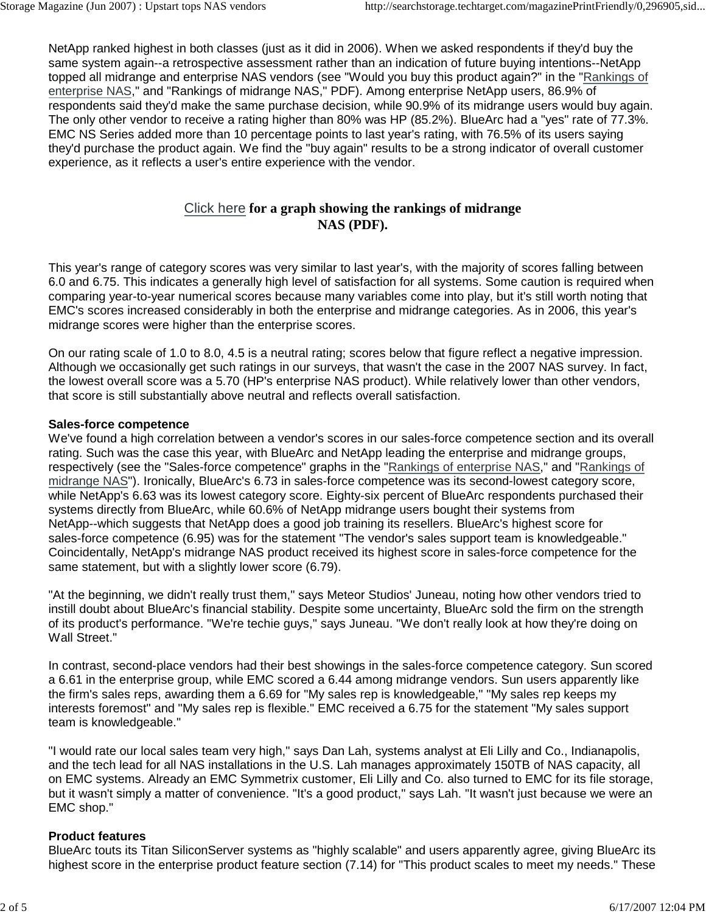NetApp ranked highest in both classes (just as it did in 2006). When we asked respondents if they'd buy the same system again--a retrospective assessment rather than an indication of future buying intentions--NetApp topped all midrange and enterprise NAS vendors (see "Would you buy this product again?" in the "Rankings of enterprise NAS," and "Rankings of midrange NAS," PDF). Among enterprise NetApp users, 86.9% of respondents said they'd make the same purchase decision, while 90.9% of its midrange users would buy again. The only other vendor to receive a rating higher than 80% was HP (85.2%). BlueArc had a "yes" rate of 77.3%. EMC NS Series added more than 10 percentage points to last year's rating, with 76.5% of its users saying they'd purchase the product again. We find the "buy again" results to be a strong indicator of overall customer experience, as it reflects a user's entire experience with the vendor.

**Click here for a graph showing the rankings of midrange NAS (PDF).**

This year's range of category scores was very similar to last year's, with the majority of scores falling between 6.0 and 6.75. This indicates a generally high level of satisfaction for all systems. Some caution is required when comparing year-to-year numerical scores because many variables come into play, but it's still worth noting that EMC's scores increased considerably in both the enterprise and midrange categories. As in 2006, this year's midrange scores were higher than the enterprise scores.

On our rating scale of 1.0 to 8.0, 4.5 is a neutral rating; scores below that figure reflect a negative impression. Although we occasionally get such ratings in our surveys, that wasn't the case in the 2007 NAS survey. In fact, the lowest overall score was a 5.70 (HP's enterprise NAS product). While relatively lower than other vendors, that score is still substantially above neutral and reflects overall satisfaction.

**Sales-force competence**

We've found a high correlation between a vendor's scores in our sales-force competence section and its overall rating. Such was the case this year, with BlueArc and NetApp leading the enterprise and midrange groups, respectively (see the "Sales-force competence" graphs in the "Rankings of enterprise NAS," and "Rankings of midrange NAS"). Ironically, BlueArc's 6.73 in sales-force competence was its second-lowest category score, while NetApp's 6.63 was its lowest category score. Eighty-six percent of BlueArc respondents purchased their systems directly from BlueArc, while 60.6% of NetApp midrange users bought their systems from NetApp--which suggests that NetApp does a good job training its resellers. BlueArc's highest score for sales-force competence (6.95) was for the statement "The vendor's sales support team is knowledgeable." Coincidentally, NetApp's midrange NAS product received its highest score in sales-force competence for the same statement, but with a slightly lower score (6.79).

"At the beginning, we didn't really trust them," says Meteor Studios' Juneau, noting how other vendors tried to instill doubt about BlueArc's financial stability. Despite some uncertainty, BlueArc sold the firm on the strength of its product's performance. "We're techie guys," says Juneau. "We don't really look at how they're doing on Wall Street."

In contrast, second-place vendors had their best showings in the sales-force competence category. Sun scored a 6.61 in the enterprise group, while EMC scored a 6.44 among midrange vendors. Sun users apparently like the firm's sales reps, awarding them a 6.69 for "My sales rep is knowledgeable," "My sales rep keeps my interests foremost" and "My sales rep is flexible." EMC received a 6.75 for the statement "My sales support team is knowledgeable."

"I would rate our local sales team very high," says Dan Lah, systems analyst at Eli Lilly and Co., Indianapolis, and the tech lead for all NAS installations in the U.S. Lah manages approximately 150TB of NAS capacity, all on EMC systems. Already an EMC Symmetrix customer, Eli Lilly and Co. also turned to EMC for its file storage, but it wasn't simply a matter of convenience. "It's a good product," says Lah. "It wasn't just because we were an EMC shop."

**Product features**

BlueArc touts its Titan SiliconServer systems as "highly scalable" and users apparently agree, giving BlueArc its highest score in the enterprise product feature section (7.14) for "This product scales to meet my needs." These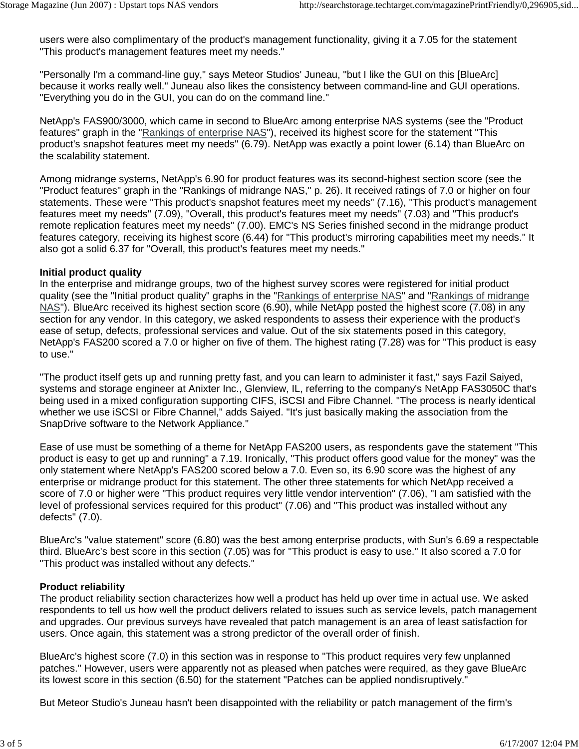users were also complimentary of the product's management functionality, giving it a 7.05 for the statement "This product's management features meet my needs."

"Personally I'm a command-line guy," says Meteor Studios' Juneau, "but I like the GUI on this [BlueArc] because it works really well." Juneau also likes the consistency between command-line and GUI operations. "Everything you do in the GUI, you can do on the command line."

NetApp's FAS900/3000, which came in second to BlueArc among enterprise NAS systems (see the "Product features" graph in the "Rankings of enterprise NAS"), received its highest score for the statement "This product's snapshot features meet my needs" (6.79). NetApp was exactly a point lower (6.14) than BlueArc on the scalability statement.

Among midrange systems, NetApp's 6.90 for product features was its second-highest section score (see the "Product features" graph in the "Rankings of midrange NAS," p. 26). It received ratings of 7.0 or higher on four statements. These were "This product's snapshot features meet my needs" (7.16), "This product's management features meet my needs" (7.09), "Overall, this product's features meet my needs" (7.03) and "This product's remote replication features meet my needs" (7.00). EMC's NS Series finished second in the midrange product features category, receiving its highest score (6.44) for "This product's mirroring capabilities meet my needs." It also got a solid 6.37 for "Overall, this product's features meet my needs."

**Initial product quality**

In the enterprise and midrange groups, two of the highest survey scores were registered for initial product quality (see the "Initial product quality" graphs in the "Rankings of enterprise NAS" and "Rankings of midrange NAS"). BlueArc received its highest section score (6.90), while NetApp posted the highest score (7.08) in any section for any vendor. In this category, we asked respondents to assess their experience with the product's ease of setup, defects, professional services and value. Out of the six statements posed in this category, NetApp's FAS200 scored a 7.0 or higher on five of them. The highest rating (7.28) was for "This product is easy to use."

"The product itself gets up and running pretty fast, and you can learn to administer it fast," says Fazil Saiyed, systems and storage engineer at Anixter Inc., Glenview, IL, referring to the company's NetApp FAS3050C that's being used in a mixed configuration supporting CIFS, iSCSI and Fibre Channel. "The process is nearly identical whether we use iSCSI or Fibre Channel," adds Saiyed. "It's just basically making the association from the SnapDrive software to the Network Appliance."

Ease of use must be something of a theme for NetApp FAS200 users, as respondents gave the statement "This product is easy to get up and running" a 7.19. Ironically, "This product offers good value for the money" was the only statement where NetApp's FAS200 scored below a 7.0. Even so, its 6.90 score was the highest of any enterprise or midrange product for this statement. The other three statements for which NetApp received a score of 7.0 or higher were "This product requires very little vendor intervention" (7.06), "I am satisfied with the level of professional services required for this product" (7.06) and "This product was installed without any defects" (7.0).

BlueArc's "value statement" score (6.80) was the best among enterprise products, with Sun's 6.69 a respectable third. BlueArc's best score in this section (7.05) was for "This product is easy to use." It also scored a 7.0 for "This product was installed without any defects."

**Product reliability**

The product reliability section characterizes how well a product has held up over time in actual use. We asked respondents to tell us how well the product delivers related to issues such as service levels, patch management and upgrades. Our previous surveys have revealed that patch management is an area of least satisfaction for users. Once again, this statement was a strong predictor of the overall order of finish.

BlueArc's highest score (7.0) in this section was in response to "This product requires very few unplanned patches." However, users were apparently not as pleased when patches were required, as they gave BlueArc its lowest score in this section (6.50) for the statement "Patches can be applied nondisruptively."

But Meteor Studio's Juneau hasn't been disappointed with the reliability or patch management of the firm's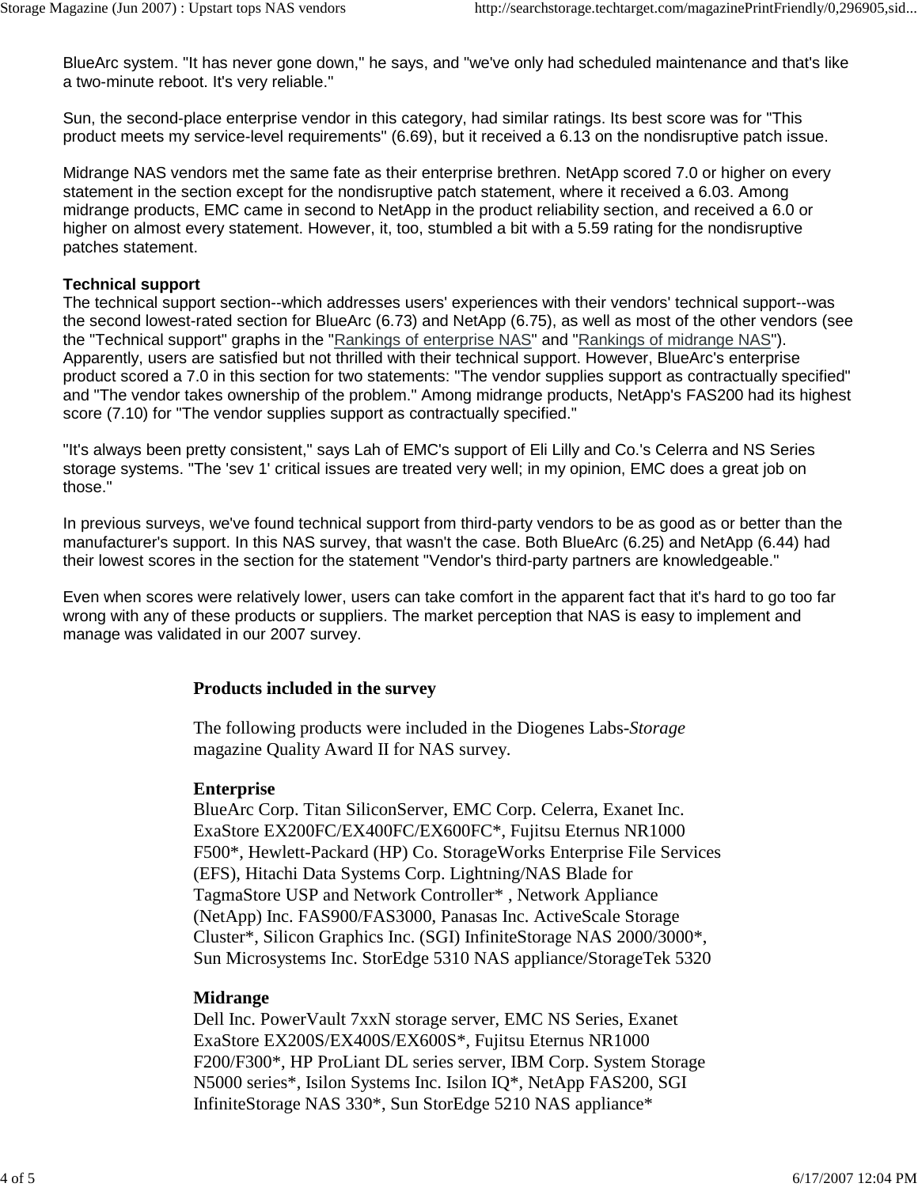BlueArc system. "It has never gone down," he says, and "we've only had scheduled maintenance and that's like a two-minute reboot. It's very reliable."

Sun, the second-place enterprise vendor in this category, had similar ratings. Its best score was for "This product meets my service-level requirements" (6.69), but it received a 6.13 on the nondisruptive patch issue.

Midrange NAS vendors met the same fate as their enterprise brethren. NetApp scored 7.0 or higher on every statement in the section except for the nondisruptive patch statement, where it received a 6.03. Among midrange products, EMC came in second to NetApp in the product reliability section, and received a 6.0 or higher on almost every statement. However, it, too, stumbled a bit with a 5.59 rating for the nondisruptive patches statement.

**Technical support**

The technical support section--which addresses users' experiences with their vendors' technical support--was the second lowest-rated section for BlueArc (6.73) and NetApp (6.75), as well as most of the other vendors (see the "Technical support" graphs in the "Rankings of enterprise NAS" and "Rankings of midrange NAS"). Apparently, users are satisfied but not thrilled with their technical support. However, BlueArc's enterprise product scored a 7.0 in this section for two statements: "The vendor supplies support as contractually specified" and "The vendor takes ownership of the problem." Among midrange products, NetApp's FAS200 had its highest score (7.10) for "The vendor supplies support as contractually specified."

"It's always been pretty consistent," says Lah of EMC's support of Eli Lilly and Co.'s Celerra and NS Series storage systems. "The 'sev 1' critical issues are treated very well; in my opinion, EMC does a great job on those."

In previous surveys, we've found technical support from third-party vendors to be as good as or better than the manufacturer's support. In this NAS survey, that wasn't the case. Both BlueArc (6.25) and NetApp (6.44) had their lowest scores in the section for the statement "Vendor's third-party partners are knowledgeable."

Even when scores were relatively lower, users can take comfort in the apparent fact that it's hard to go too far wrong with any of these products or suppliers. The market perception that NAS is easy to implement and manage was validated in our 2007 survey.

**Products included in the survey**

The following products were included in the Diogenes Labs-*Storage* magazine Quality Award II for NAS survey.

**Enterprise**

BlueArc Corp. Titan SiliconServer, EMC Corp. Celerra, Exanet Inc. ExaStore EX200FC/EX400FC/EX600FC*, Fujitsu Eternus NR1000 F500*, Hewlett-Packard (HP) Co. StorageWorks Enterprise File Services (EFS), Hitachi Data Systems Corp. Lightning/NAS Blade for TagmaStore USP and Network Controller* , Network Appliance (NetApp) Inc. FAS900/FAS3000, Panasas Inc. ActiveScale Storage Cluster*, Silicon Graphics Inc. (SGI) InfiniteStorage NAS 2000/3000*, Sun Microsystems Inc. StorEdge 5310 NAS appliance/StorageTek 5320

**Midrange**

Dell Inc. PowerVault 7xxN storage server, EMC NS Series, Exanet ExaStore EX200S/EX400S/EX600S*, Fujitsu Eternus NR1000 F200/F300*, HP ProLiant DL series server, IBM Corp. System Storage N5000 series*, Isilon Systems Inc. Isilon IQ*, NetApp FAS200, SGI InfiniteStorage NAS 330*, Sun StorEdge 5210 NAS appliance*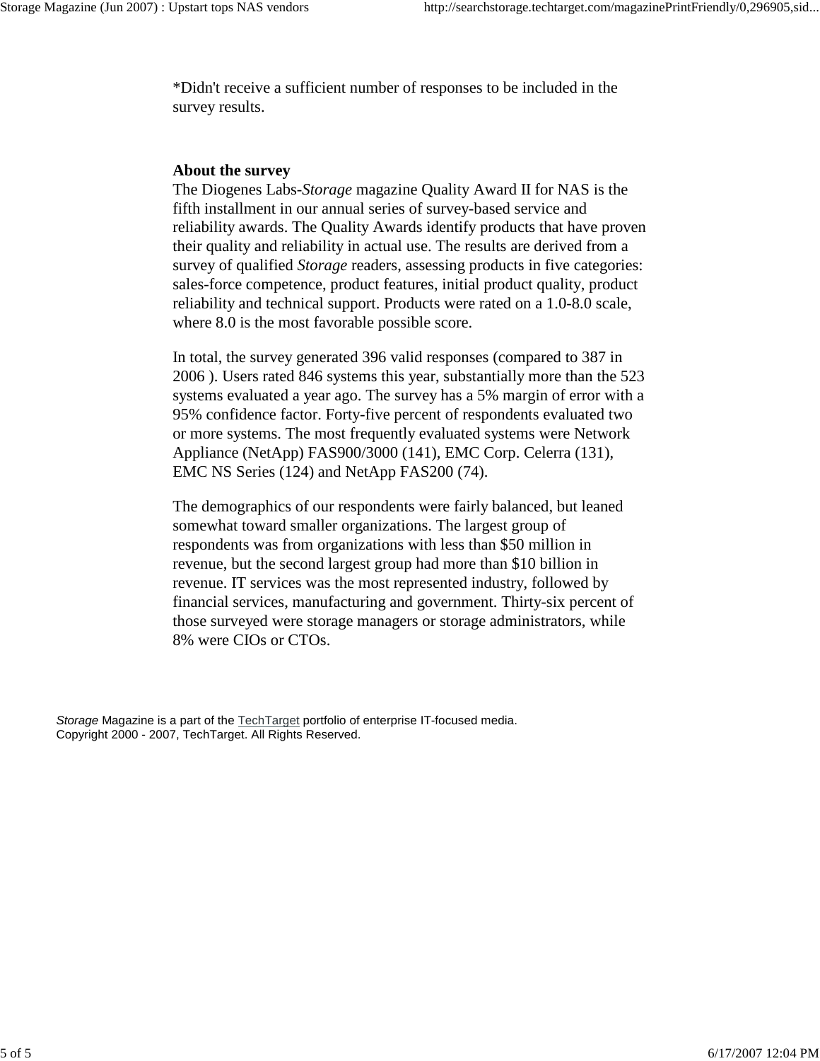*Didn't receive a sufficient number of responses to be included in the survey results.

**About the survey**

The Diogenes Labs-*Storage* magazine Quality Award II for NAS is the fifth installment in our annual series of survey-based service and reliability awards. The Quality Awards identify products that have proven their quality and reliability in actual use. The results are derived from a survey of qualified *Storage* readers, assessing products in five categories: sales-force competence, product features, initial product quality, product reliability and technical support. Products were rated on a 1.0-8.0 scale, where 8.0 is the most favorable possible score.

In total, the survey generated 396 valid responses (compared to 387 in 2006 ). Users rated 846 systems this year, substantially more than the 523 systems evaluated a year ago. The survey has a 5% margin of error with a 95% confidence factor. Forty-five percent of respondents evaluated two or more systems. The most frequently evaluated systems were Network Appliance (NetApp) FAS900/3000 (141), EMC Corp. Celerra (131), EMC NS Series (124) and NetApp FAS200 (74).

The demographics of our respondents were fairly balanced, but leaned somewhat toward smaller organizations. The largest group of respondents was from organizations with less than $50 million in revenue, but the second largest group had more than $10 billion in revenue. IT services was the most represented industry, followed by financial services, manufacturing and government. Thirty-six percent of those surveyed were storage managers or storage administrators, while 8% were CIOs or CTOs.

*Storage* Magazine is a part of the TechTarget portfolio of enterprise IT-focused media.
Copyright 2000 - 2007, TechTarget. All Rights Reserved.